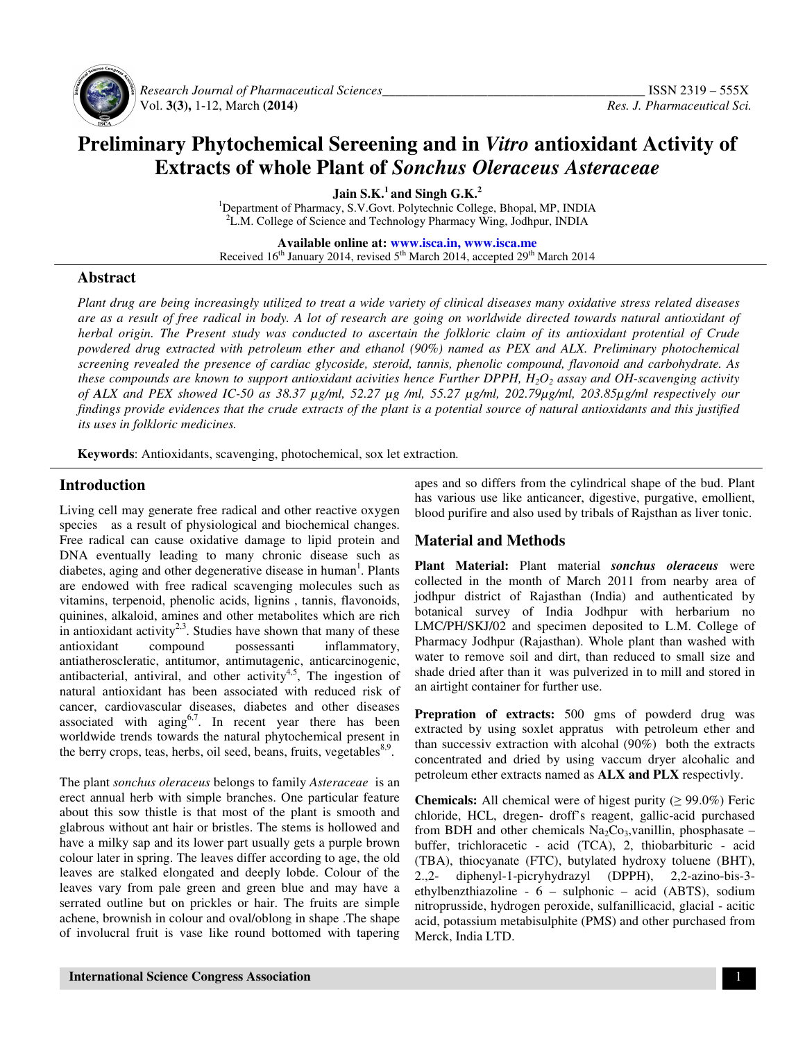# Preliminary Phytochemical Sereening and in *Vitro* antioxidant Activity of Extracts of whole Plant of *Sonchus Oleraceus Asteraceae*

**Jain S.K.[1] and Singh G.K.[2]**

[1]Department of Pharmacy, S.V.Govt. Polytechnic College, Bhopal, MP, INDIA
[2]L.M. College of Science and Technology Pharmacy Wing, Jodhpur, INDIA

**Available online at: www.isca.in, www.isca.me**
Received 16th January 2014, revised 5th March 2014, accepted 29th March 2014

## Abstract

*Plant drug are being increasingly utilized to treat a wide variety of clinical diseases many oxidative stress related diseases are as a result of free radical in body. A lot of research are going on worldwide directed towards natural antioxidant of herbal origin. The Present study was conducted to ascertain the folkloric claim of its antioxidant potential of Crude powdered drug extracted with petroleum ether and ethanol (90%) named as PEX and ALX. Preliminary photochemical screening revealed the presence of cardiac glycoside, steroid, tannis, phenolic compound, flavonoid and carbohydrate. As these compounds are known to support antioxidant acivities hence Further DPPH, $H_2O_2$ assay and OH-scavenging activity of ALX and PEX showed IC-50 as 38.37 µg/ml, 52.27 µg /ml, 55.27 µg/ml, 202.79µg/ml, 203.85µg/ml respectively our findings provide evidences that the crude extracts of the plant is a potential source of natural antioxidants and this justified its uses in folkloric medicines.*

**Keywords**: Antioxidants, scavenging, photochemical, sox let extraction.

## Introduction

Living cell may generate free radical and other reactive oxygen species as a result of physiological and biochemical changes. Free radical can cause oxidative damage to lipid protein and DNA eventually leading to many chronic disease such as diabetes, aging and other degenerative disease in human[1]. Plants are endowed with free radical scavenging molecules such as vitamins, terpenoid, phenolic acids, lignins , tannis, flavonoids, quinines, alkaloid, amines and other metabolites which are rich in antioxidant activity[2,3]. Studies have shown that many of these antioxidant compound possessanti inflammatory, antiatheroscleratic, antitumor, antimutagenic, anticarcinogenic, antibacterial, antiviral, and other activity[4,5], The ingestion of natural antioxidant has been associated with reduced risk of cancer, cardiovascular diseases, diabetes and other diseases associated with aging[6,7]. In recent year there has been worldwide trends towards the natural phytochemical present in the berry crops, teas, herbs, oil seed, beans, fruits, vegetables[8,9].

The plant *sonchus oleraceus* belongs to family *Asteraceae* is an erect annual herb with simple branches. One particular feature about this sow thistle is that most of the plant is smooth and glabrous without ant hair or bristles. The stems is hollowed and have a milky sap and its lower part usually gets a purple brown colour later in spring. The leaves differ according to age, the old leaves are stalked elongated and deeply lobde. Colour of the leaves vary from pale green and green blue and may have a serrated outline but on prickles or hair. The fruits are simple achene, brownish in colour and oval/oblong in shape .The shape of involucral fruit is vase like round bottomed with tapering apes and so differs from the cylindrical shape of the bud. Plant has various use like anticancer, digestive, purgative, emollient, blood purifire and also used by tribals of Rajsthan as liver tonic.

## Material and Methods

**Plant Material:** Plant material ***sonchus oleraceus*** were collected in the month of March 2011 from nearby area of jodhpur district of Rajasthan (India) and authenticated by botanical survey of India Jodhpur with herbarium no LMC/PH/SKJ/02 and specimen deposited to L.M. College of Pharmacy Jodhpur (Rajasthan). Whole plant than washed with water to remove soil and dirt, than reduced to small size and shade dried after than it was pulverized in to mill and stored in an airtight container for further use.

**Prepration of extracts:** 500 gms of powderd drug was extracted by using soxlet appratus with petroleum ether and than successiv extraction with alcohal (90%) both the extracts concentrated and dried by using vaccum dryer alcohalic and petroleum ether extracts named as **ALX and PLX** respectivly.

**Chemicals:** All chemical were of higest purity (≥ 99.0%) Feric chloride, HCL, dregen- droff's reagent, gallic-acid purchased from BDH and other chemicals $Na_2Co_3$,vanillin, phosphasate – buffer, trichloracetic - acid (TCA), 2, thiobarbituric - acid (TBA), thiocyanate (FTC), butylated hydroxy toluene (BHT), 2.,2- diphenyl-1-picryhydrazyl (DPPH), 2,2-azino-bis-3-ethylbenzthiazoline - 6 – sulphonic – acid (ABTS), sodium nitroprusside, hydrogen peroxide, sulfanillicacid, glacial - acitic acid, potassium metabisulphite (PMS) and other purchased from Merck, India LTD.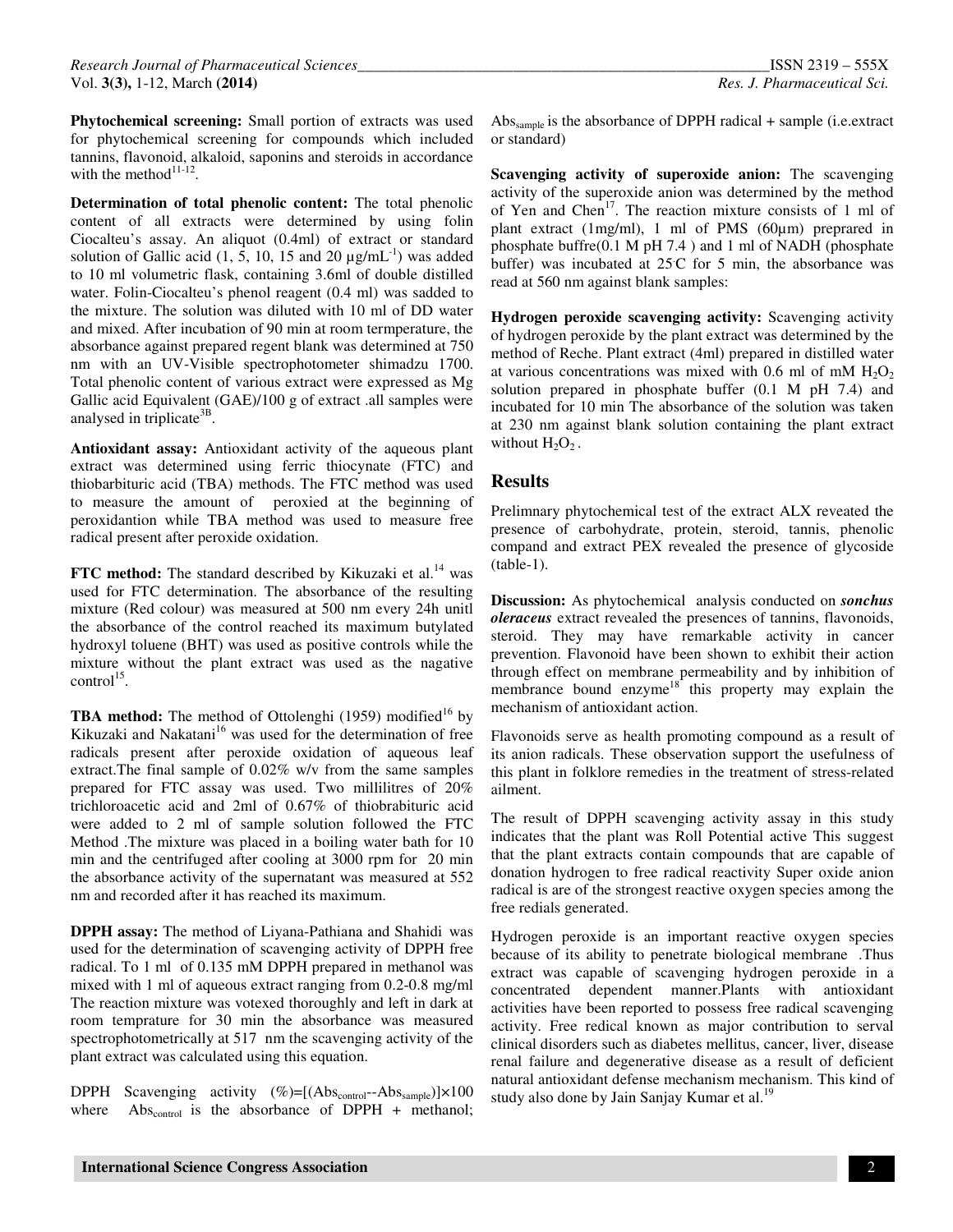**Phytochemical screening:** Small portion of extracts was used for phytochemical screening for compounds which included tannins, flavonoid, alkaloid, saponins and steroids in accordance with the method[11-12].

**Determination of total phenolic content:** The total phenolic content of all extracts were determined by using folin Ciocalteu's assay. An aliquot (0.4ml) of extract or standard solution of Gallic acid (1, 5, 10, 15 and 20 µg/mL$^{-1}$) was added to 10 ml volumetric flask, containing 3.6ml of double distilled water. Folin-Ciocalteu's phenol reagent (0.4 ml) was sadded to the mixture. The solution was diluted with 10 ml of DD water and mixed. After incubation of 90 min at room termperature, the absorbance against prepared regent blank was determined at 750 nm with an UV-Visible spectrophotometer shimadzu 1700. Total phenolic content of various extract were expressed as Mg Gallic acid Equivalent (GAE)/100 g of extract .all samples were analysed in triplicate[3B].

**Antioxidant assay:** Antioxidant activity of the aqueous plant extract was determined using ferric thiocynate (FTC) and thiobarbituric acid (TBA) methods. The FTC method was used to measure the amount of peroxied at the beginning of peroxidantion while TBA method was used to measure free radical present after peroxide oxidation.

**FTC method:** The standard described by Kikuzaki et al.[14] was used for FTC determination. The absorbance of the resulting mixture (Red colour) was measured at 500 nm every 24h unitl the absorbance of the control reached its maximum butylated hydroxyl toluene (BHT) was used as positive controls while the mixture without the plant extract was used as the nagative control[15].

**TBA method:** The method of Ottolenghi (1959) modified[16] by Kikuzaki and Nakatani[16] was used for the determination of free radicals present after peroxide oxidation of aqueous leaf extract.The final sample of 0.02% w/v from the same samples prepared for FTC assay was used. Two millilitres of 20% trichloroacetic acid and 2ml of 0.67% of thiobrabituric acid were added to 2 ml of sample solution followed the FTC Method .The mixture was placed in a boiling water bath for 10 min and the centrifuged after cooling at 3000 rpm for 20 min the absorbance activity of the supernatant was measured at 552 nm and recorded after it has reached its maximum.

**DPPH assay:** The method of Liyana-Pathiana and Shahidi was used for the determination of scavenging activity of DPPH free radical. To 1 ml of 0.135 mM DPPH prepared in methanol was mixed with 1 ml of aqueous extract ranging from 0.2-0.8 mg/ml The reaction mixture was votexed thoroughly and left in dark at room temprature for 30 min the absorbance was measured spectrophotometrically at 517 nm the scavenging activity of the plant extract was calculated using this equation.

DPPH Scavenging activity (%)=$[(Abs_{control}--Abs_{sample})]\times 100$ where $Abs_{control}$ is the absorbance of DPPH + methanol; $Abs_{sample}$ is the absorbance of DPPH radical + sample (i.e.extract or standard)

**Scavenging activity of superoxide anion:** The scavenging activity of the superoxide anion was determined by the method of Yen and Chen[17]. The reaction mixture consists of 1 ml of plant extract (1mg/ml), 1 ml of PMS (60µm) preprared in phosphate buffre(0.1 M pH 7.4 ) and 1 ml of NADH (phosphate buffer) was incubated at 25°C for 5 min, the absorbance was read at 560 nm against blank samples:

**Hydrogen peroxide scavenging activity:** Scavenging activity of hydrogen peroxide by the plant extract was determined by the method of Reche. Plant extract (4ml) prepared in distilled water at various concentrations was mixed with 0.6 ml of mM $H_2O_2$ solution prepared in phosphate buffer (0.1 M pH 7.4) and incubated for 10 min The absorbance of the solution was taken at 230 nm against blank solution containing the plant extract without $H_2O_2$ .

## Results

Prelimnary phytochemical test of the extract ALX reveated the presence of carbohydrate, protein, steroid, tannis, phenolic compand and extract PEX revealed the presence of glycoside (table-1).

**Discussion:** As phytochemical analysis conducted on ***sonchus oleraceus*** extract revealed the presences of tannins, flavonoids, steroid. They may have remarkable activity in cancer prevention. Flavonoid have been shown to exhibit their action through effect on membrane permeability and by inhibition of membrance bound enzyme[18] this property may explain the mechanism of antioxidant action.

Flavonoids serve as health promoting compound as a result of its anion radicals. These observation support the usefulness of this plant in folklore remedies in the treatment of stress-related ailment.

The result of DPPH scavenging activity assay in this study indicates that the plant was Roll Potential active This suggest that the plant extracts contain compounds that are capable of donation hydrogen to free radical reactivity Super oxide anion radical is are of the strongest reactive oxygen species among the free redials generated.

Hydrogen peroxide is an important reactive oxygen species because of its ability to penetrate biological membrane .Thus extract was capable of scavenging hydrogen peroxide in a concentrated dependent manner.Plants with antioxidant activities have been reported to possess free radical scavenging activity. Free redical known as major contribution to serval clinical disorders such as diabetes mellitus, cancer, liver, disease renal failure and degenerative disease as a result of deficient natural antioxidant defense mechanism mechanism. This kind of study also done by Jain Sanjay Kumar et al.[19]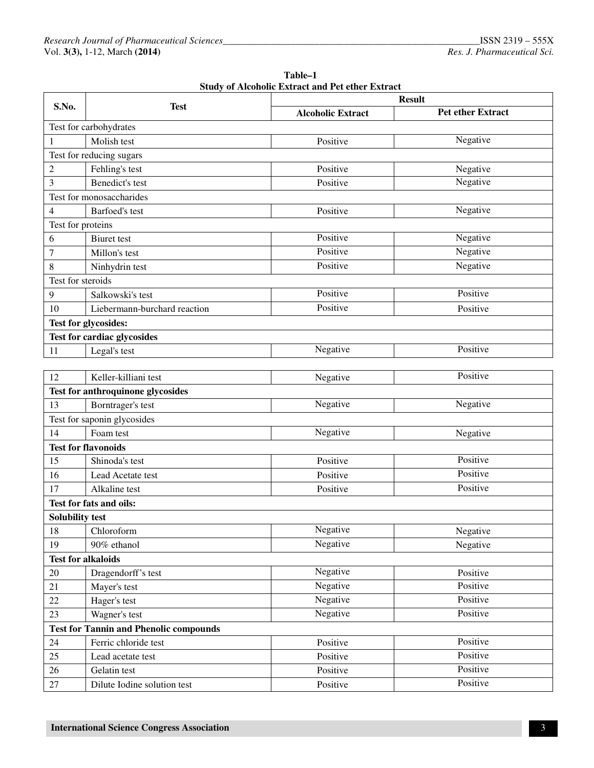**Table–1**
**Study of Alcoholic Extract and Pet ether Extract**

| S.No. | Test | Result | |
|---|---|---|---|
| | | **Alcoholic Extract** | **Pet ether Extract** |
| Test for carbohydrates | | | |
| 1 | Molish test | Positive | Negative |
| Test for reducing sugars | | | |
| 2 | Fehling's test | Positive | Negative |
| 3 | Benedict's test | Positive | Negative |
| Test for monosaccharides | | | |
| 4 | Barfoed's test | Positive | Negative |
| Test for proteins | | | |
| 6 | Biuret test | Positive | Negative |
| 7 | Millon's test | Positive | Negative |
| 8 | Ninhydrin test | Positive | Negative |
| Test for steroids | | | |
| 9 | Salkowski's test | Positive | Positive |
| 10 | Liebermann-burchard reaction | Positive | Positive |
| **Test for glycosides:** | | | |
| **Test for cardiac glycosides** | | | |
| 11 | Legal's test | Negative | Positive |
| 12 | Keller-killiani test | Negative | Positive |
| **Test for anthroquinone glycosides** | | | |
| 13 | Borntrager's test | Negative | Negative |
| Test for saponin glycosides | | | |
| 14 | Foam test | Negative | Negative |
| **Test for flavonoids** | | | |
| 15 | Shinoda's test | Positive | Positive |
| 16 | Lead Acetate test | Positive | Positive |
| 17 | Alkaline test | Positive | Positive |
| **Test for fats and oils:** | | | |
| **Solubility test** | | | |
| 18 | Chloroform | Negative | Negative |
| 19 | 90% ethanol | Negative | Negative |
| **Test for alkaloids** | | | |
| 20 | Dragendorff's test | Negative | Positive |
| 21 | Mayer's test | Negative | Positive |
| 22 | Hager's test | Negative | Positive |
| 23 | Wagner's test | Negative | Positive |
| **Test for Tannin and Phenolic compounds** | | | |
| 24 | Ferric chloride test | Positive | Positive |
| 25 | Lead acetate test | Positive | Positive |
| 26 | Gelatin test | Positive | Positive |
| 27 | Dilute Iodine solution test | Positive | Positive |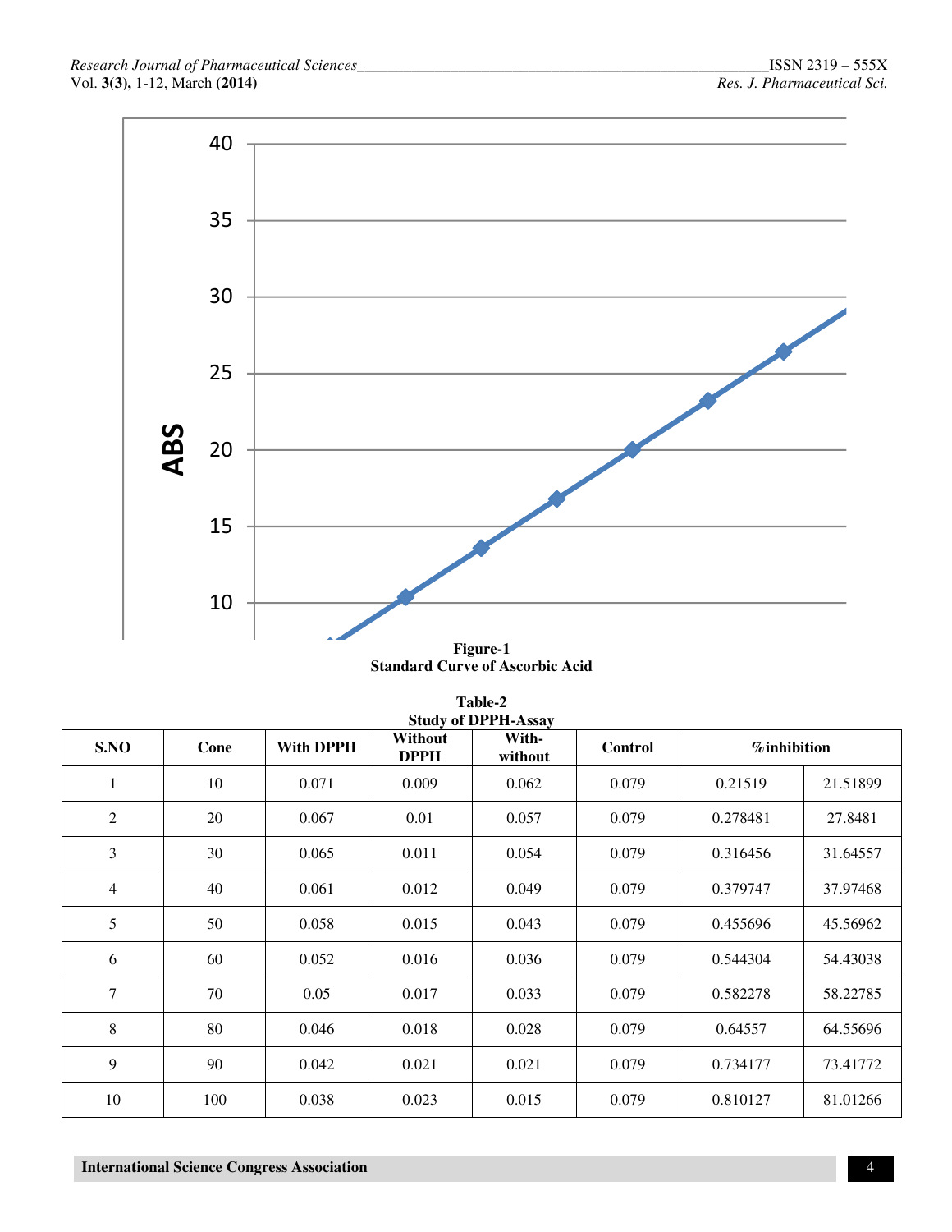**Figure-1**
**Standard Curve of Ascorbic Acid**

**Table-2**
**Study of DPPH-Assay**

| S.NO | Conc | With DPPH | Without DPPH | With-without | Control | %inhibition | |
|---|---|---|---|---|---|---|---|
| 1 | 10 | 0.071 | 0.009 | 0.062 | 0.079 | 0.21519 | 21.51899 |
| 2 | 20 | 0.067 | 0.01 | 0.057 | 0.079 | 0.278481 | 27.8481 |
| 3 | 30 | 0.065 | 0.011 | 0.054 | 0.079 | 0.316456 | 31.64557 |
| 4 | 40 | 0.061 | 0.012 | 0.049 | 0.079 | 0.379747 | 37.97468 |
| 5 | 50 | 0.058 | 0.015 | 0.043 | 0.079 | 0.455696 | 45.56962 |
| 6 | 60 | 0.052 | 0.016 | 0.036 | 0.079 | 0.544304 | 54.43038 |
| 7 | 70 | 0.05 | 0.017 | 0.033 | 0.079 | 0.582278 | 58.22785 |
| 8 | 80 | 0.046 | 0.018 | 0.028 | 0.079 | 0.64557 | 64.55696 |
| 9 | 90 | 0.042 | 0.021 | 0.021 | 0.079 | 0.734177 | 73.41772 |
| 10 | 100 | 0.038 | 0.023 | 0.015 | 0.079 | 0.810127 | 81.01266 |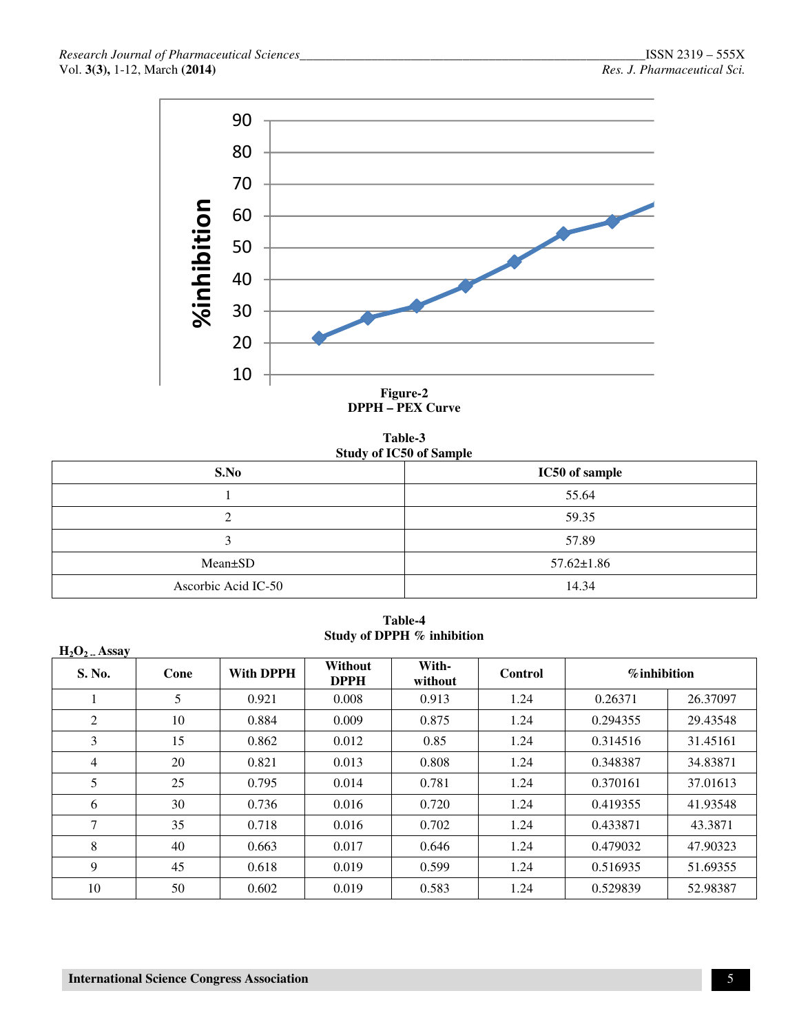**Figure-2**
**DPPH – PEX Curve**

**Table-3**
**Study of IC50 of Sample**

| S.No | IC50 of sample |
|---|---|
| 1 | 55.64 |
| 2 | 59.35 |
| 3 | 57.89 |
| Mean±SD | 57.62±1.86 |
| Ascorbic Acid IC-50 | 14.34 |

**Table-4**
**Study of DPPH % inhibition**

**$H_2O_2$ .. Assay**

| S. No. | Cone | With DPPH | Without DPPH | With-without | Control | %inhibition | |
|---|---|---|---|---|---|---|---|
| 1 | 5 | 0.921 | 0.008 | 0.913 | 1.24 | 0.26371 | 26.37097 |
| 2 | 10 | 0.884 | 0.009 | 0.875 | 1.24 | 0.294355 | 29.43548 |
| 3 | 15 | 0.862 | 0.012 | 0.85 | 1.24 | 0.314516 | 31.45161 |
| 4 | 20 | 0.821 | 0.013 | 0.808 | 1.24 | 0.348387 | 34.83871 |
| 5 | 25 | 0.795 | 0.014 | 0.781 | 1.24 | 0.370161 | 37.01613 |
| 6 | 30 | 0.736 | 0.016 | 0.720 | 1.24 | 0.419355 | 41.93548 |
| 7 | 35 | 0.718 | 0.016 | 0.702 | 1.24 | 0.433871 | 43.3871 |
| 8 | 40 | 0.663 | 0.017 | 0.646 | 1.24 | 0.479032 | 47.90323 |
| 9 | 45 | 0.618 | 0.019 | 0.599 | 1.24 | 0.516935 | 51.69355 |
| 10 | 50 | 0.602 | 0.019 | 0.583 | 1.24 | 0.529839 | 52.98387 |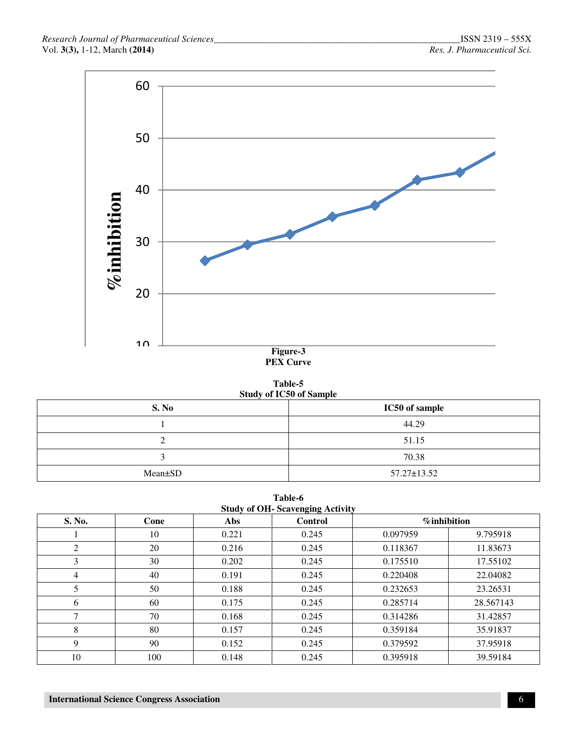Figure-3

PEX Curve

Table-5

Study of IC50 of Sample

| S. No | IC50 of sample |
|---|---|
| 1 | 44.29 |
| 2 | 51.15 |
| 3 | 70.38 |
| Mean±SD | 57.27±13.52 |

Table-6

Study of OH- Scavenging Activity

| S. No. | Cone | Abs | Control | %inhibition | |
|---|---|---|---|---|---|
| 1 | 10 | 0.221 | 0.245 | 0.097959 | 9.795918 |
| 2 | 20 | 0.216 | 0.245 | 0.118367 | 11.83673 |
| 3 | 30 | 0.202 | 0.245 | 0.175510 | 17.55102 |
| 4 | 40 | 0.191 | 0.245 | 0.220408 | 22.04082 |
| 5 | 50 | 0.188 | 0.245 | 0.232653 | 23.26531 |
| 6 | 60 | 0.175 | 0.245 | 0.285714 | 28.567143 |
| 7 | 70 | 0.168 | 0.245 | 0.314286 | 31.42857 |
| 8 | 80 | 0.157 | 0.245 | 0.359184 | 35.91837 |
| 9 | 90 | 0.152 | 0.245 | 0.379592 | 37.95918 |
| 10 | 100 | 0.148 | 0.245 | 0.395918 | 39.59184 |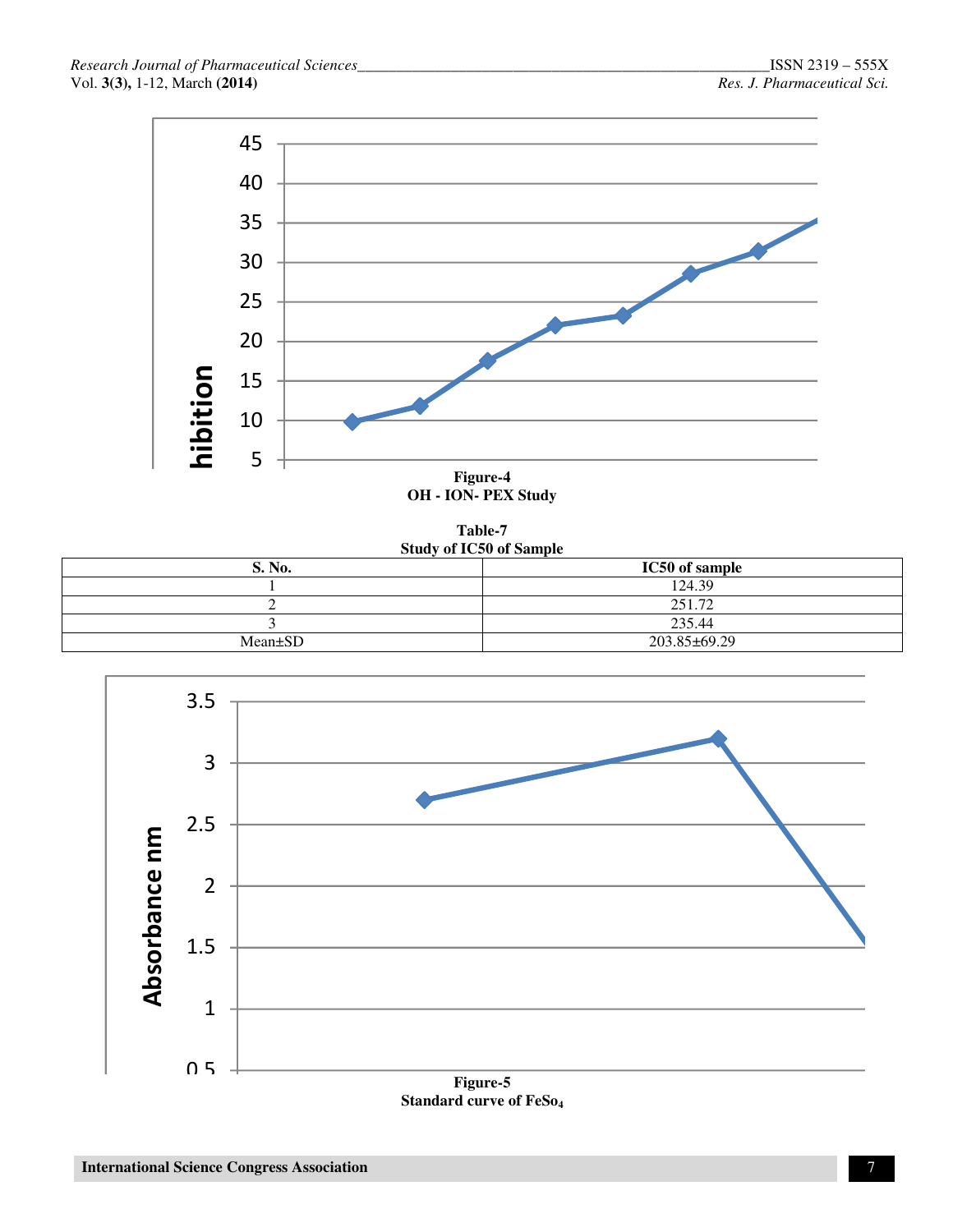**Figure-4**
**OH - ION- PEX Study**

**Table-7**
**Study of IC50 of Sample**

| S. No. | IC50 of sample |
| --- | --- |
| 1 | 124.39 |
| 2 | 251.72 |
| 3 | 235.44 |
| Mean±SD | 203.85±69.29 |

**Figure-5**
**Standard curve of $FeSo_4$**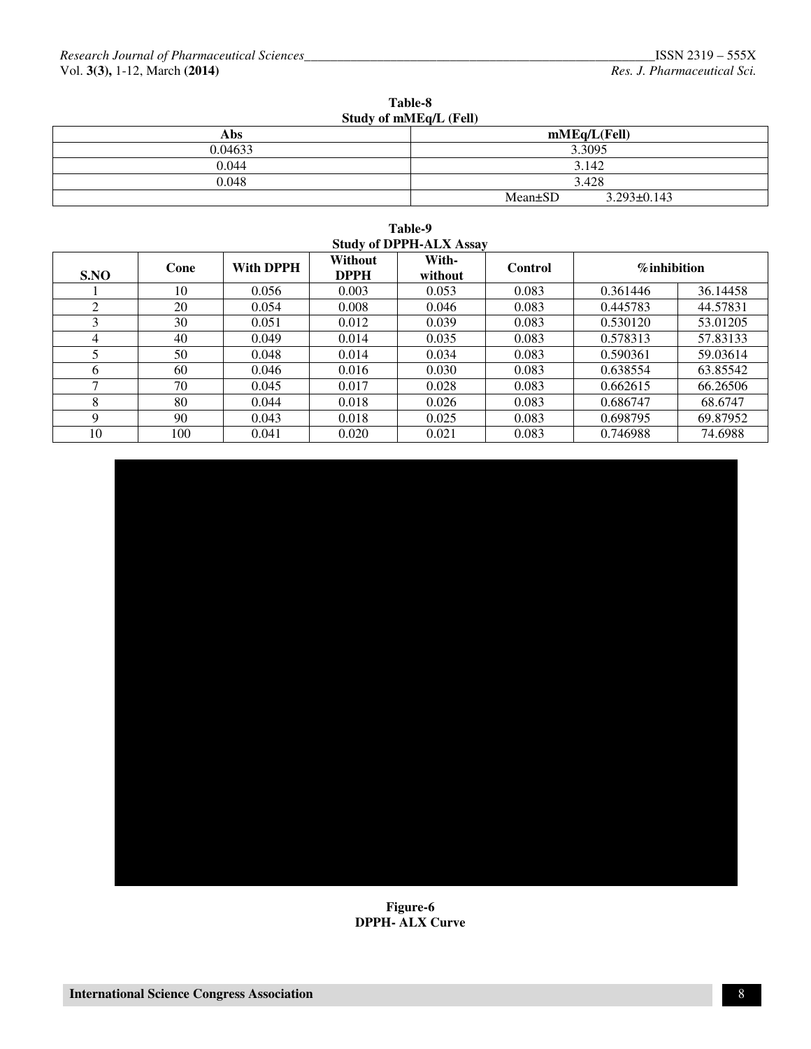**Table-8**
**Study of mMEq/L (FeII)**

| Abs | mMEq/L(FeII) |
|---|---|
| 0.04633 | 3.3095 |
| 0.044 | 3.142 |
| 0.048 | 3.428 |
| | Mean±SD 3.293±0.143 |

**Table-9**
**Study of DPPH-ALX Assay**

| S.NO | Conc | With DPPH | Without DPPH | With-without | Control | %inhibition | |
|---|---|---|---|---|---|---|---|
| 1 | 10 | 0.056 | 0.003 | 0.053 | 0.083 | 0.361446 | 36.14458 |
| 2 | 20 | 0.054 | 0.008 | 0.046 | 0.083 | 0.445783 | 44.57831 |
| 3 | 30 | 0.051 | 0.012 | 0.039 | 0.083 | 0.530120 | 53.01205 |
| 4 | 40 | 0.049 | 0.014 | 0.035 | 0.083 | 0.578313 | 57.83133 |
| 5 | 50 | 0.048 | 0.014 | 0.034 | 0.083 | 0.590361 | 59.03614 |
| 6 | 60 | 0.046 | 0.016 | 0.030 | 0.083 | 0.638554 | 63.85542 |
| 7 | 70 | 0.045 | 0.017 | 0.028 | 0.083 | 0.662615 | 66.26506 |
| 8 | 80 | 0.044 | 0.018 | 0.026 | 0.083 | 0.686747 | 68.6747 |
| 9 | 90 | 0.043 | 0.018 | 0.025 | 0.083 | 0.698795 | 69.87952 |
| 10 | 100 | 0.041 | 0.020 | 0.021 | 0.083 | 0.746988 | 74.6988 |

**Figure-6**
**DPPH- ALX Curve**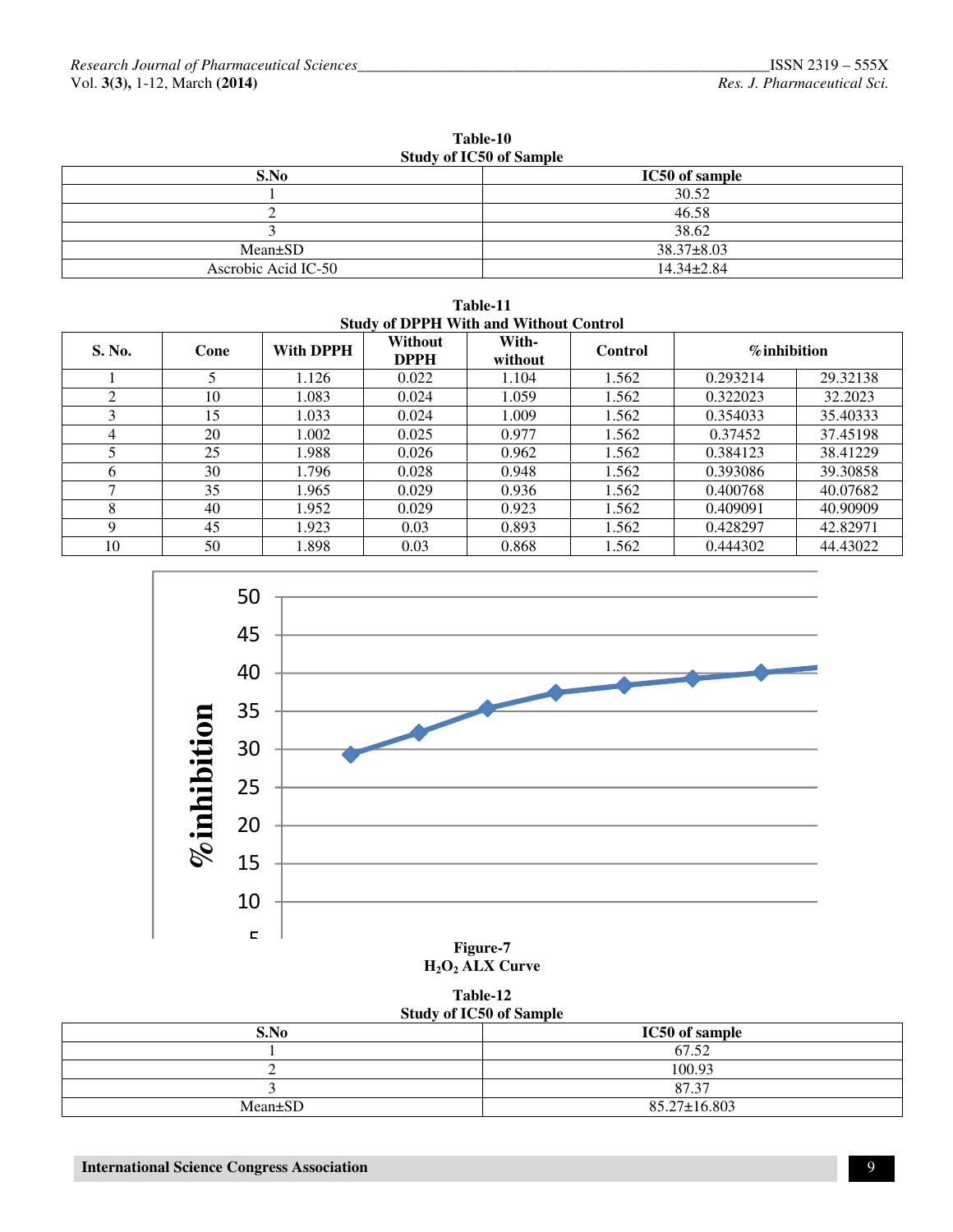**Table-10**
**Study of IC50 of Sample**

| S.No | IC50 of sample |
|---|---|
| 1 | 30.52 |
| 2 | 46.58 |
| 3 | 38.62 |
| Mean±SD | 38.37±8.03 |
| Ascrobic Acid IC-50 | 14.34±2.84 |

**Table-11**
**Study of DPPH With and Without Control**

| S. No. | Cone | With DPPH | Without DPPH | With-without | Control | %inhibition | |
|---|---|---|---|---|---|---|---|
| 1 | 5 | 1.126 | 0.022 | 1.104 | 1.562 | 0.293214 | 29.32138 |
| 2 | 10 | 1.083 | 0.024 | 1.059 | 1.562 | 0.322023 | 32.2023 |
| 3 | 15 | 1.033 | 0.024 | 1.009 | 1.562 | 0.354033 | 35.40333 |
| 4 | 20 | 1.002 | 0.025 | 0.977 | 1.562 | 0.37452 | 37.45198 |
| 5 | 25 | 1.988 | 0.026 | 0.962 | 1.562 | 0.384123 | 38.41229 |
| 6 | 30 | 1.796 | 0.028 | 0.948 | 1.562 | 0.393086 | 39.30858 |
| 7 | 35 | 1.965 | 0.029 | 0.936 | 1.562 | 0.400768 | 40.07682 |
| 8 | 40 | 1.952 | 0.029 | 0.923 | 1.562 | 0.409091 | 40.90909 |
| 9 | 45 | 1.923 | 0.03 | 0.893 | 1.562 | 0.428297 | 42.82971 |
| 10 | 50 | 1.898 | 0.03 | 0.868 | 1.562 | 0.444302 | 44.43022 |

**Figure-7**
**$H_2O_2$ ALX Curve**

**Table-12**
**Study of IC50 of Sample**

| S.No | IC50 of sample |
|---|---|
| 1 | 67.52 |
| 2 | 100.93 |
| 3 | 87.37 |
| Mean±SD | 85.27±16.803 |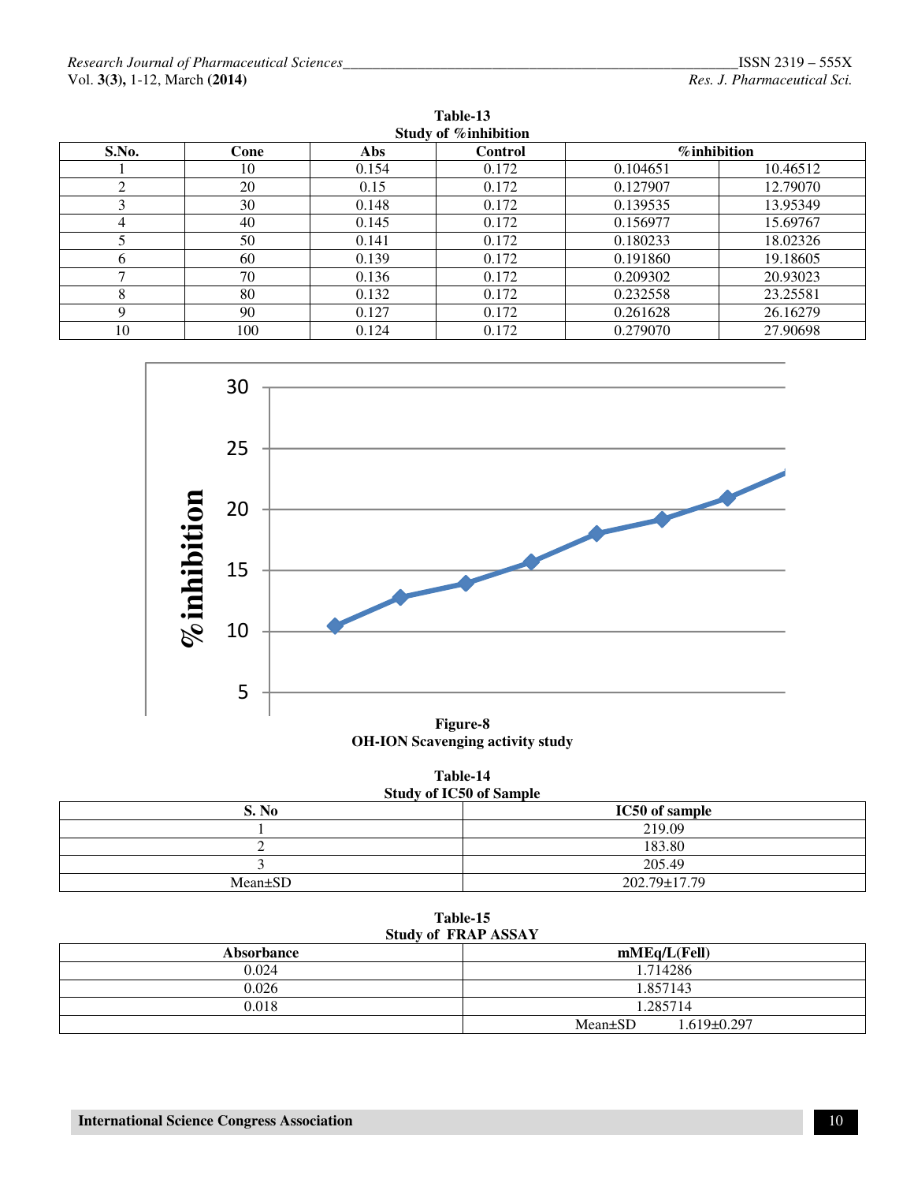**Table-13**
**Study of %inhibition**

| S.No. | Conc | Abs | Control | %inhibition | |
|---|---|---|---|---|---|
| 1 | 10 | 0.154 | 0.172 | 0.104651 | 10.46512 |
| 2 | 20 | 0.15 | 0.172 | 0.127907 | 12.79070 |
| 3 | 30 | 0.148 | 0.172 | 0.139535 | 13.95349 |
| 4 | 40 | 0.145 | 0.172 | 0.156977 | 15.69767 |
| 5 | 50 | 0.141 | 0.172 | 0.180233 | 18.02326 |
| 6 | 60 | 0.139 | 0.172 | 0.191860 | 19.18605 |
| 7 | 70 | 0.136 | 0.172 | 0.209302 | 20.93023 |
| 8 | 80 | 0.132 | 0.172 | 0.232558 | 23.25581 |
| 9 | 90 | 0.127 | 0.172 | 0.261628 | 26.16279 |
| 10 | 100 | 0.124 | 0.172 | 0.279070 | 27.90698 |

**Figure-8**
**OH-ION Scavenging activity study**

**Table-14**
**Study of IC50 of Sample**

| S. No | IC50 of sample |
|---|---|
| 1 | 219.09 |
| 2 | 183.80 |
| 3 | 205.49 |
| Mean±SD | 202.79±17.79 |

**Table-15**
**Study of FRAP ASSAY**

| Absorbance | mMEq/L(FeII) |
|---|---|
| 0.024 | 1.714286 |
| 0.026 | 1.857143 |
| 0.018 | 1.285714 |
| | Mean±SD 1.619±0.297 |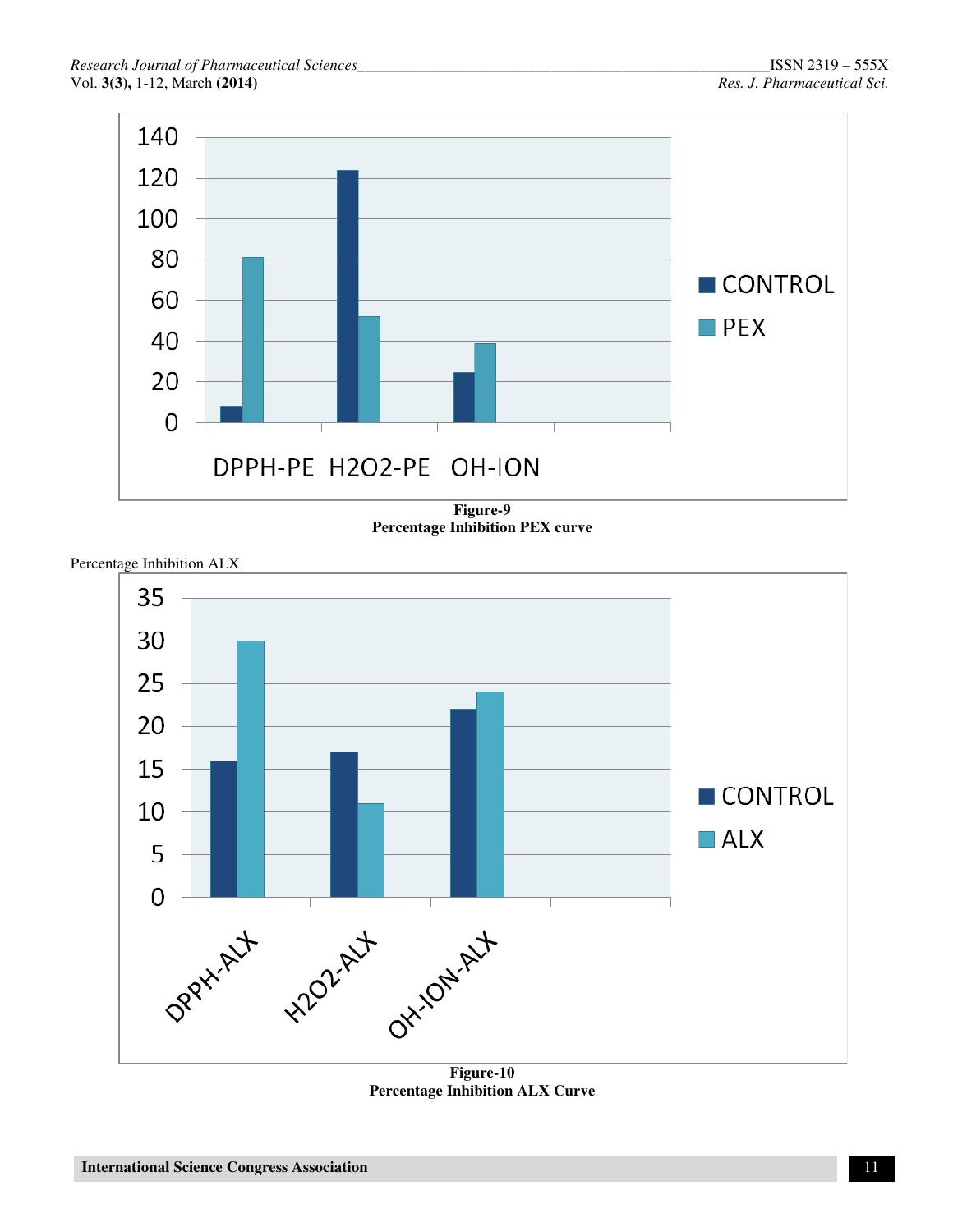**Figure-9**
**Percentage Inhibition PEX curve**

Percentage Inhibition ALX

**Figure-10**
**Percentage Inhibition ALX Curve**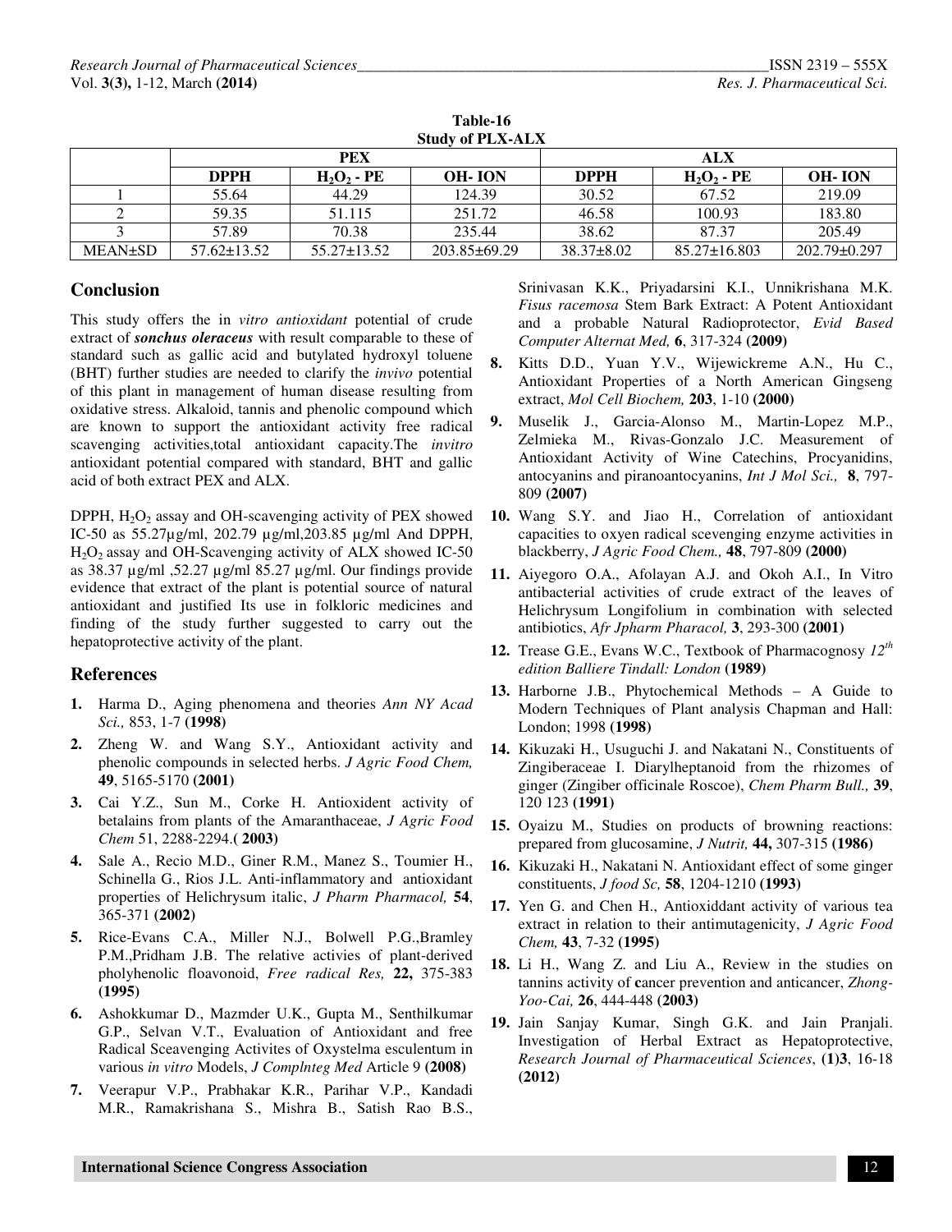**Table-16**
**Study of PLX-ALX**

| | PEX | | | ALX | | |
|---|---|---|---|---|---|---|
| | DPPH | $H_2O_2$ - PE | OH- ION | DPPH | $H_2O_2$ - PE | OH- ION |
| 1 | 55.64 | 44.29 | 124.39 | 30.52 | 67.52 | 219.09 |
| 2 | 59.35 | 51.115 | 251.72 | 46.58 | 100.93 | 183.80 |
| 3 | 57.89 | 70.38 | 235.44 | 38.62 | 87.37 | 205.49 |
| MEAN±SD | 57.62±13.52 | 55.27±13.52 | 203.85±69.29 | 38.37±8.02 | 85.27±16.803 | 202.79±0.297 |

## Conclusion

This study offers the in *vitro antioxidant* potential of crude extract of ***sonchus oleraceus*** with result comparable to these of standard such as gallic acid and butylated hydroxyl toluene (BHT) further studies are needed to clarify the *invivo* potential of this plant in management of human disease resulting from oxidative stress. Alkaloid, tannis and phenolic compound which are known to support the antioxidant activity free radical scavenging activities,total antioxidant capacity.The *invitro* antioxidant potential compared with standard, BHT and gallic acid of both extract PEX and ALX.

DPPH, $H_2O_2$ assay and OH-scavenging activity of PEX showed IC-50 as 55.27µg/ml, 202.79 µg/ml,203.85 µg/ml And DPPH, $H_2O_2$ assay and OH-Scavenging activity of ALX showed IC-50 as 38.37 µg/ml ,52.27 µg/ml 85.27 µg/ml. Our findings provide evidence that extract of the plant is potential source of natural antioxidant and justified Its use in folkloric medicines and finding of the study further suggested to carry out the hepatoprotective activity of the plant.

## References

1. Harma D., Aging phenomena and theories *Ann NY Acad Sci.,* 853, 1-7 **(1998)**
2. Zheng W. and Wang S.Y., Antioxidant activity and phenolic compounds in selected herbs. *J Agric Food Chem,* **49**, 5165-5170 **(2001)**
3. Cai Y.Z., Sun M., Corke H. Antioxident activity of betalains from plants of the Amaranthaceae, *J Agric Food Chem* 51, 2288-2294.( **2003)**
4. Sale A., Recio M.D., Giner R.M., Manez S., Toumier H., Schinella G., Rios J.L. Anti-inflammatory and antioxidant properties of Helichrysum italic, *J Pharm Pharmacol,* **54**, 365-371 **(2002)**
5. Rice-Evans C.A., Miller N.J., Bolwell P.G.,Bramley P.M.,Pridham J.B. The relative activies of plant-derived pholyhenolic floavonoid, *Free radical Res,* **22,** 375-383 **(1995)**
6. Ashokkumar D., Mazmder U.K., Gupta M., Senthilkumar G.P., Selvan V.T., Evaluation of Antioxidant and free Radical Sceavenging Activites of Oxystelma esculentum in various *in vitro* Models, *J Complnteg Med* Article 9 **(2008)**
7. Veerapur V.P., Prabhakar K.R., Parihar V.P., Kandadi M.R., Ramakrishana S., Mishra B., Satish Rao B.S., Srinivasan K.K., Priyadarsini K.I., Unnikrishana M.K. *Fisus racemosa* Stem Bark Extract: A Potent Antioxidant and a probable Natural Radioprotector, *Evid Based Computer Alternat Med,* **6**, 317-324 **(2009)**
8. Kitts D.D., Yuan Y.V., Wijewickreme A.N., Hu C., Antioxidant Properties of a North American Gingseng extract, *Mol Cell Biochem,* **203**, 1-10 **(2000)**
9. Muselik J., Garcia-Alonso M., Martin-Lopez M.P., Zelmieka M., Rivas-Gonzalo J.C. Measurement of Antioxidant Activity of Wine Catechins, Procyanidins, antocyanins and piranoantocyanins, *Int J Mol Sci.,* **8**, 797-809 **(2007)**
10. Wang S.Y. and Jiao H., Correlation of antioxidant capacities to oxyen radical scevenging enzyme activities in blackberry, *J Agric Food Chem.,* **48**, 797-809 **(2000)**
11. Aiyegoro O.A., Afolayan A.J. and Okoh A.I., In Vitro antibacterial activities of crude extract of the leaves of Helichrysum Longifolium in combination with selected antibiotics, *Afr Jpharm Pharacol,* **3**, 293-300 **(2001)**
12. Trease G.E., Evans W.C., Textbook of Pharmacognosy *12th edition Balliere Tindall: London* **(1989)**
13. Harborne J.B., Phytochemical Methods – A Guide to Modern Techniques of Plant analysis Chapman and Hall: London; 1998 **(1998)**
14. Kikuzaki H., Usuguchi J. and Nakatani N., Constituents of Zingiberaceae I. Diarylheptanoid from the rhizomes of ginger (Zingiber officinale Roscoe), *Chem Pharm Bull.,* **39**, 120 123 **(1991)**
15. Oyaizu M., Studies on products of browning reactions: prepared from glucosamine, *J Nutrit,* **44,** 307-315 **(1986)**
16. Kikuzaki H., Nakatani N. Antioxidant effect of some ginger constituents, *J food Sc,* **58**, 1204-1210 **(1993)**
17. Yen G. and Chen H., Antioxiddant activity of various tea extract in relation to their antimutagenicity, *J Agric Food Chem,* **43**, 7-32 **(1995)**
18. Li H., Wang Z. and Liu A., Review in the studies on tannins activity of **c**ancer prevention and anticancer, *Zhong-Yoo-Cai,* **26**, 444-448 **(2003)**
19. Jain Sanjay Kumar, Singh G.K. and Jain Pranjali. Investigation of Herbal Extract as Hepatoprotective, *Research Journal of Pharmaceutical Sciences*, **(1)3**, 16-18 **(2012)**